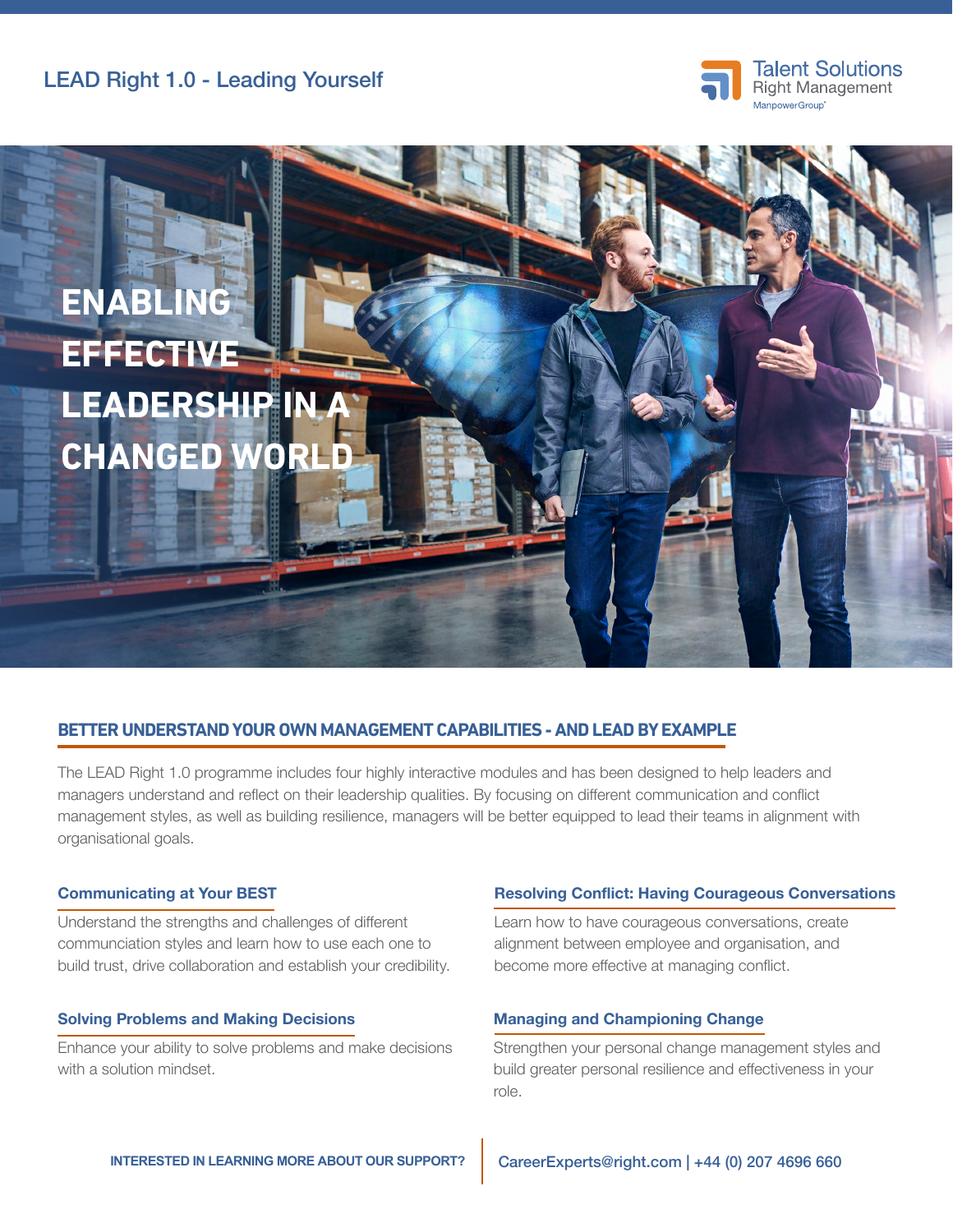LEAD Right 1.0 - Leading Yourself

Talent Solutions
Right Management
ManpowerGroup

# ENABLING EFFECTIVE LEADERSHIP IN A CHANGED WORLD

## BETTER UNDERSTAND YOUR OWN MANAGEMENT CAPABILITIES - AND LEAD BY EXAMPLE

The LEAD Right 1.0 programme includes four highly interactive modules and has been designed to help leaders and managers understand and reflect on their leadership qualities. By focusing on different communication and conflict management styles, as well as building resilience, managers will be better equipped to lead their teams in alignment with organisational goals.

### Communicating at Your BEST

Understand the strengths and challenges of different communciation styles and learn how to use each one to build trust, drive collaboration and establish your credibility.

### Solving Problems and Making Decisions

Enhance your ability to solve problems and make decisions with a solution mindset.

### Resolving Conflict: Having Courageous Conversations

Learn how to have courageous conversations, create alignment between employee and organisation, and become more effective at managing conflict.

### Managing and Championing Change

Strengthen your personal change management styles and build greater personal resilience and effectiveness in your role.

**INTERESTED IN LEARNING MORE ABOUT OUR SUPPORT?** CareerExperts@right.com | +44 (0) 207 4696 660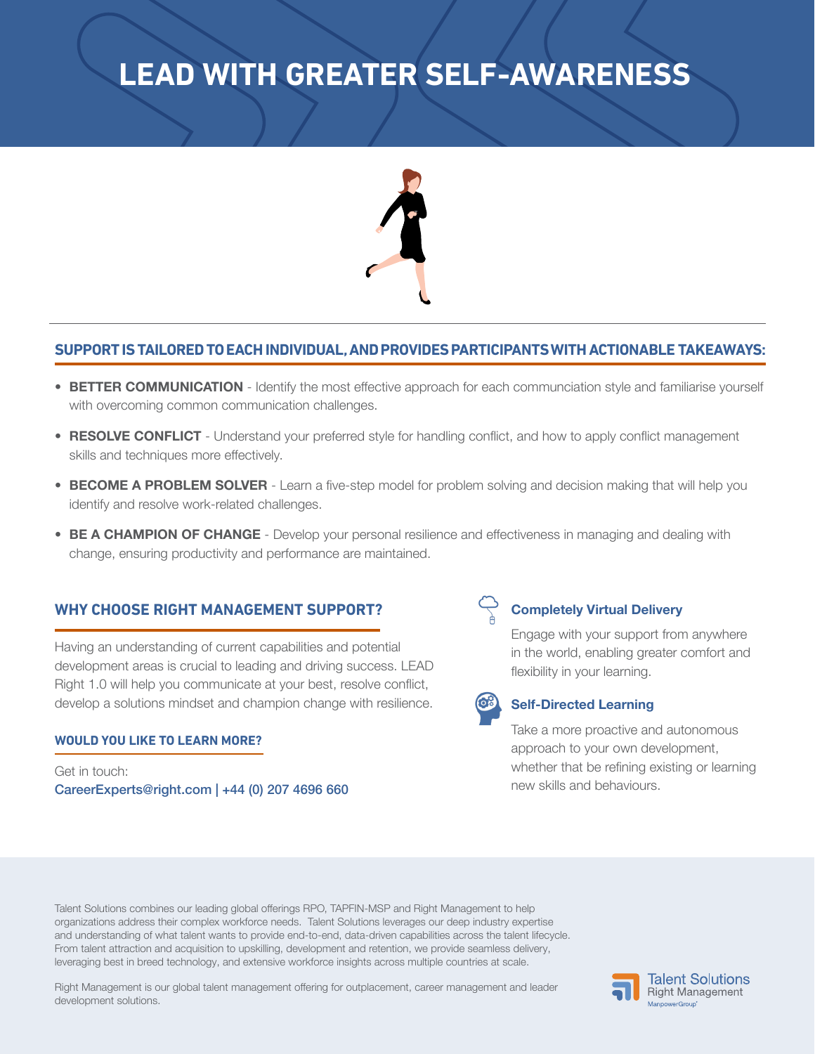# LEAD WITH GREATER SELF-AWARENESS

## SUPPORT IS TAILORED TO EACH INDIVIDUAL, AND PROVIDES PARTICIPANTS WITH ACTIONABLE TAKEAWAYS:

- **BETTER COMMUNICATION** - Identify the most effective approach for each communciation style and familiarise yourself with overcoming common communication challenges.
- **RESOLVE CONFLICT** - Understand your preferred style for handling conflict, and how to apply conflict management skills and techniques more effectively.
- **BECOME A PROBLEM SOLVER** - Learn a five-step model for problem solving and decision making that will help you identify and resolve work-related challenges.
- **BE A CHAMPION OF CHANGE** - Develop your personal resilience and effectiveness in managing and dealing with change, ensuring productivity and performance are maintained.

## WHY CHOOSE RIGHT MANAGEMENT SUPPORT?

Having an understanding of current capabilities and potential development areas is crucial to leading and driving success. LEAD Right 1.0 will help you communicate at your best, resolve conflict, develop a solutions mindset and champion change with resilience.

### WOULD YOU LIKE TO LEARN MORE?

Get in touch:
CareerExperts@right.com | +44 (0) 207 4696 660

### Completely Virtual Delivery

Engage with your support from anywhere in the world, enabling greater comfort and flexibility in your learning.

### Self-Directed Learning

Take a more proactive and autonomous approach to your own development, whether that be refining existing or learning new skills and behaviours.

Talent Solutions combines our leading global offerings RPO, TAPFIN-MSP and Right Management to help organizations address their complex workforce needs. Talent Solutions leverages our deep industry expertise and understanding of what talent wants to provide end-to-end, data-driven capabilities across the talent lifecycle. From talent attraction and acquisition to upskilling, development and retention, we provide seamless delivery, leveraging best in breed technology, and extensive workforce insights across multiple countries at scale.

Right Management is our global talent management offering for outplacement, career management and leader development solutions.

Talent Solutions
Right Management
ManpowerGroup